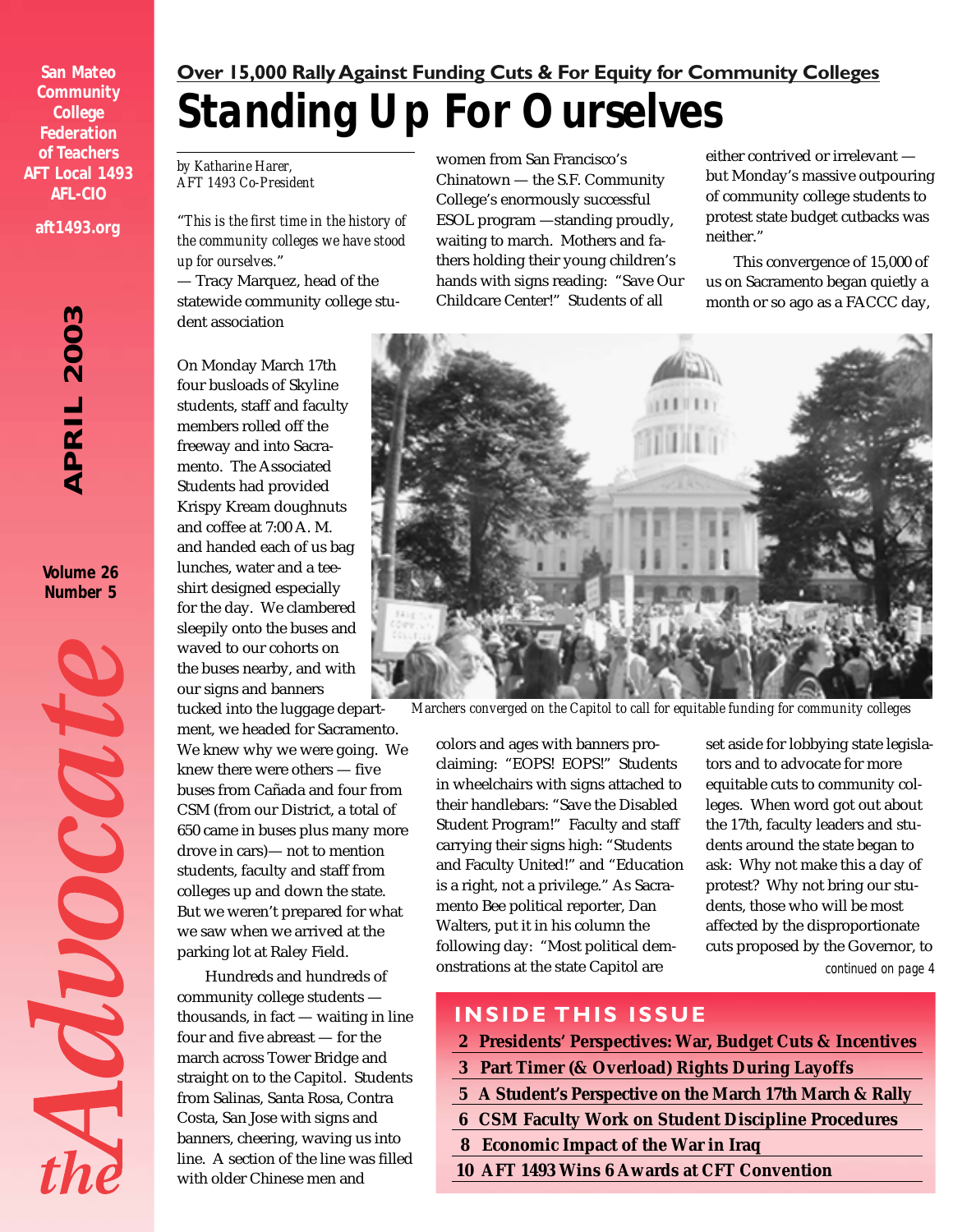San Mateo Community College Federation of Teachers
AFT Local 1493
AFL-CIO

aft1493.org

APRIL 2003

Volume 26
Number 5

*the Advocate*

## Over 15,000 Rally Against Funding Cuts & For Equity for Community Colleges

# Standing Up For Ourselves

*by Katharine Harer, AFT 1493 Co-President*

*"This is the first time in the history of the community colleges we have stood up for ourselves."*
— Tracy Marquez, head of the statewide community college student association

On Monday March 17th four busloads of Skyline students, staff and faculty members rolled off the freeway and into Sacramento. The Associated Students had provided Krispy Kream doughnuts and coffee at 7:00 A. M. and handed each of us bag lunches, water and a tee-shirt designed especially for the day. We clambered sleepily onto the buses and waved to our cohorts on the buses nearby, and with our signs and banners tucked into the luggage department, we headed for Sacramento. We knew why we were going. We knew there were others — five buses from Cañada and four from CSM (from our District, a total of 650 came in buses plus many more drove in cars)— not to mention students, faculty and staff from colleges up and down the state. But we weren't prepared for what we saw when we arrived at the parking lot at Raley Field.

Hundreds and hundreds of community college students — thousands, in fact — waiting in line four and five abreast — for the march across Tower Bridge and straight on to the Capitol. Students from Salinas, Santa Rosa, Contra Costa, San Jose with signs and banners, cheering, waving us into line. A section of the line was filled with older Chinese men and women from San Francisco's Chinatown — the S.F. Community College's enormously successful ESOL program —standing proudly, waiting to march. Mothers and fathers holding their young children's hands with signs reading: "Save Our Childcare Center!" Students of all colors and ages with banners proclaiming: "EOPS! EOPS!" Students in wheelchairs with signs attached to their handlebars: "Save the Disabled Student Program!" Faculty and staff carrying their signs high: "Students and Faculty United!" and "Education is a right, not a privilege." As Sacramento Bee political reporter, Dan Walters, put it in his column the following day: "Most political demonstrations at the state Capitol are either contrived or irrelevant — but Monday's massive outpouring of community college students to protest state budget cutbacks was neither."

This convergence of 15,000 of us on Sacramento began quietly a month or so ago as a FACCC day, set aside for lobbying state legislators and to advocate for more equitable cuts to community colleges. When word got out about the 17th, faculty leaders and students around the state began to ask: Why not make this a day of protest? Why not bring our students, those who will be most affected by the disproportionate cuts proposed by the Governor, to

*continued on page 4*

*Marchers converged on the Capitol to call for equitable funding for community colleges*

## INSIDE THIS ISSUE

- 2 Presidents' Perspectives: War, Budget Cuts & Incentives
- 3 Part Timer (& Overload) Rights During Layoffs
- 5 A Student's Perspective on the March 17th March & Rally
- 6 CSM Faculty Work on Student Discipline Procedures
- 8 Economic Impact of the War in Iraq
- 10 AFT 1493 Wins 6 Awards at CFT Convention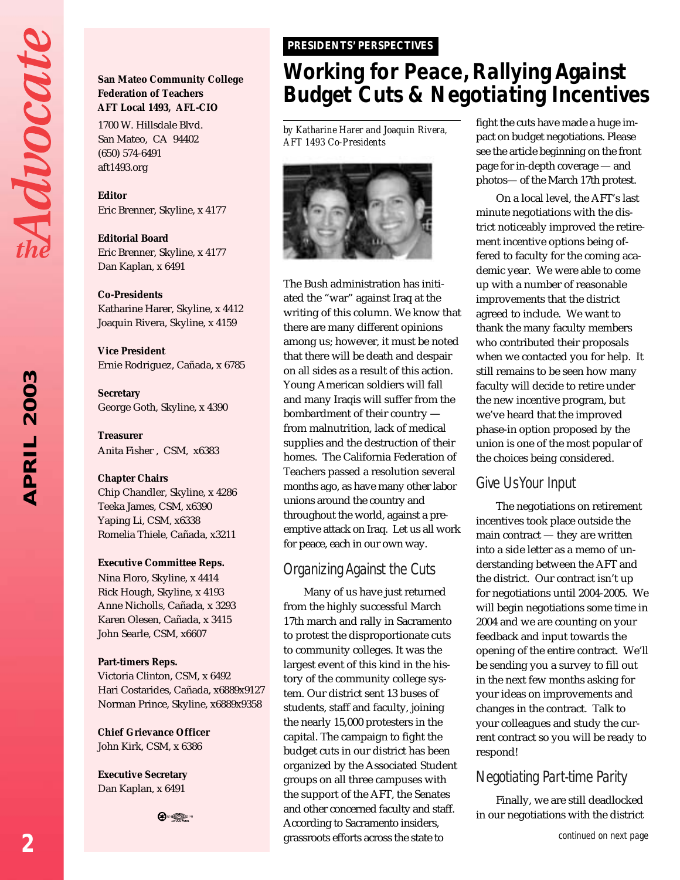**San Mateo Community College Federation of Teachers**
**AFT Local 1493, AFL-CIO**
1700 W. Hillsdale Blvd.
San Mateo, CA 94402
(650) 574-6491
aft1493.org

**Editor**
Eric Brenner, Skyline, x 4177

**Editorial Board**
Eric Brenner, Skyline, x 4177
Dan Kaplan, x 6491

**Co-Presidents**
Katharine Harer, Skyline, x 4412
Joaquin Rivera, Skyline, x 4159

**Vice President**
Ernie Rodriguez, Cañada, x 6785

**Secretary**
George Goth, Skyline, x 4390

**Treasurer**
Anita Fisher , CSM, x6383

**Chapter Chairs**
Chip Chandler, Skyline, x 4286
Teeka James, CSM, x6390
Yaping Li, CSM, x6338
Romelia Thiele, Cañada, x3211

**Executive Committee Reps.**
Nina Floro, Skyline, x 4414
Rick Hough, Skyline, x 4193
Anne Nicholls, Cañada, x 3293
Karen Olesen, Cañada, x 3415
John Searle, CSM, x6607

**Part-timers Reps.**
Victoria Clinton, CSM, x 6492
Hari Costarides, Cañada, x6889x9127
Norman Prince, Skyline, x6889x9358

**Chief Grievance Officer**
John Kirk, CSM, x 6386

**Executive Secretary**
Dan Kaplan, x 6491

**PRESIDENTS' PERSPECTIVES**

# Working for Peace, Rallying Against Budget Cuts & Negotiating Incentives

*by Katharine Harer and Joaquin Rivera, AFT 1493 Co-Presidents*

The Bush administration has initiated the "war" against Iraq at the writing of this column. We know that there are many different opinions among us; however, it must be noted that there will be death and despair on all sides as a result of this action. Young American soldiers will fall and many Iraqis will suffer from the bombardment of their country — from malnutrition, lack of medical supplies and the destruction of their homes. The California Federation of Teachers passed a resolution several months ago, as have many other labor unions around the country and throughout the world, against a pre-emptive attack on Iraq. Let us all work for peace, each in our own way.

## Organizing Against the Cuts

Many of us have just returned from the highly successful March 17th march and rally in Sacramento to protest the disproportionate cuts to community colleges. It was the largest event of this kind in the history of the community college system. Our district sent 13 buses of students, staff and faculty, joining the nearly 15,000 protesters in the capital. The campaign to fight the budget cuts in our district has been organized by the Associated Student groups on all three campuses with the support of the AFT, the Senates and other concerned faculty and staff. According to Sacramento insiders, grassroots efforts across the state to fight the cuts have made a huge impact on budget negotiations. Please see the article beginning on the front page for in-depth coverage — and photos— of the March 17th protest.

On a local level, the AFT's last minute negotiations with the district noticeably improved the retirement incentive options being offered to faculty for the coming academic year. We were able to come up with a number of reasonable improvements that the district agreed to include. We want to thank the many faculty members who contributed their proposals when we contacted you for help. It still remains to be seen how many faculty will decide to retire under the new incentive program, but we've heard that the improved phase-in option proposed by the union is one of the most popular of the choices being considered.

## Give Us Your Input

The negotiations on retirement incentives took place outside the main contract — they are written into a side letter as a memo of understanding between the AFT and the district. Our contract isn't up for negotiations until 2004-2005. We will begin negotiations some time in 2004 and we are counting on your feedback and input towards the opening of the entire contract. We'll be sending you a survey to fill out in the next few months asking for your ideas on improvements and changes in the contract. Talk to your colleagues and study the current contract so you will be ready to respond!

## Negotiating Part-time Parity

Finally, we are still deadlocked in our negotiations with the district

*continued on next page*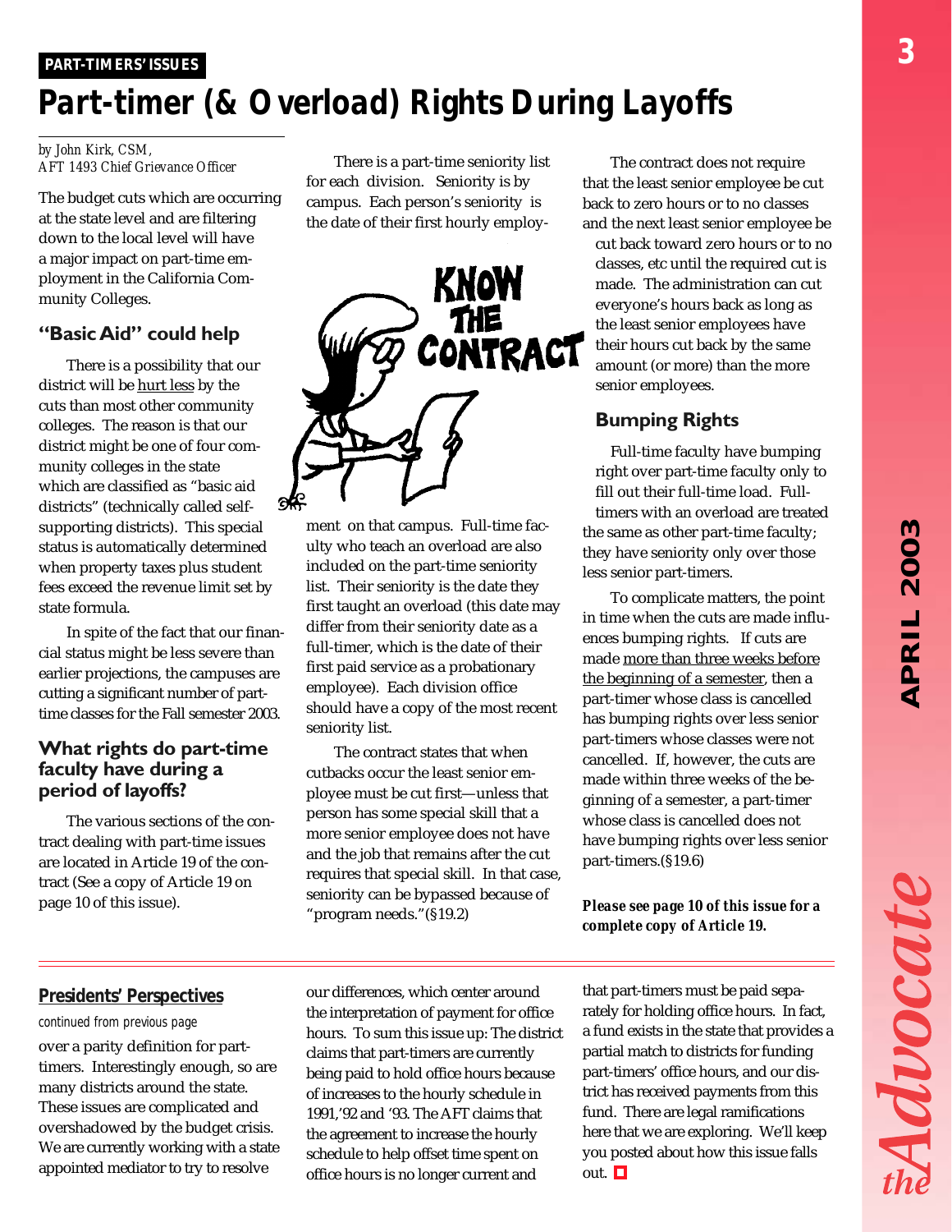PART-TIMERS' ISSUES

# Part-timer (& Overload) Rights During Layoffs

*by John Kirk, CSM, AFT 1493 Chief Grievance Officer*

The budget cuts which are occurring at the state level and are filtering down to the local level will have a major impact on part-time employment in the California Community Colleges.

## "Basic Aid" could help

There is a possibility that our district will be hurt less by the cuts than most other community colleges. The reason is that our district might be one of four community colleges in the state which are classified as "basic aid districts" (technically called self-supporting districts). This special status is automatically determined when property taxes plus student fees exceed the revenue limit set by state formula.

In spite of the fact that our financial status might be less severe than earlier projections, the campuses are cutting a significant number of part-time classes for the Fall semester 2003.

## What rights do part-time faculty have during a period of layoffs?

The various sections of the contract dealing with part-time issues are located in Article 19 of the contract (See a copy of Article 19 on page 10 of this issue).

There is a part-time seniority list for each division. Seniority is by campus. Each person's seniority is the date of their first hourly employment on that campus. Full-time faculty who teach an overload are also included on the part-time seniority list. Their seniority is the date they first taught an overload (this date may differ from their seniority date as a full-timer, which is the date of their first paid service as a probationary employee). Each division office should have a copy of the most recent seniority list.

The contract states that when cutbacks occur the least senior employee must be cut first—unless that person has some special skill that a more senior employee does not have and the job that remains after the cut requires that special skill. In that case, seniority can be bypassed because of "program needs."(§19.2)

The contract does not require that the least senior employee be cut back to zero hours or to no classes and the next least senior employee be cut back toward zero hours or to no classes, etc until the required cut is made. The administration can cut everyone's hours back as long as the least senior employees have their hours cut back by the same amount (or more) than the more senior employees.

## Bumping Rights

Full-time faculty have bumping right over part-time faculty only to fill out their full-time load. Full-timers with an overload are treated the same as other part-time faculty; they have seniority only over those less senior part-timers.

To complicate matters, the point in time when the cuts are made influences bumping rights. If cuts are made more than three weeks before the beginning of a semester, then a part-timer whose class is cancelled has bumping rights over less senior part-timers whose classes were not cancelled. If, however, the cuts are made within three weeks of the beginning of a semester, a part-timer whose class is cancelled does not have bumping rights over less senior part-timers.(§19.6)

***Please see page 10 of this issue for a complete copy of Article 19.***

---

## Presidents' Perspectives

*continued from previous page*

over a parity definition for part-timers. Interestingly enough, so are many districts around the state. These issues are complicated and overshadowed by the budget crisis. We are currently working with a state appointed mediator to try to resolve our differences, which center around the interpretation of payment for office hours. To sum this issue up: The district claims that part-timers are currently being paid to hold office hours because of increases to the hourly schedule in 1991,'92 and '93. The AFT claims that the agreement to increase the hourly schedule to help offset time spent on office hours is no longer current and that part-timers must be paid separately for holding office hours. In fact, a fund exists in the state that provides a partial match to districts for funding part-timers' office hours, and our district has received payments from this fund. There are legal ramifications here that we are exploring. We'll keep you posted about how this issue falls out.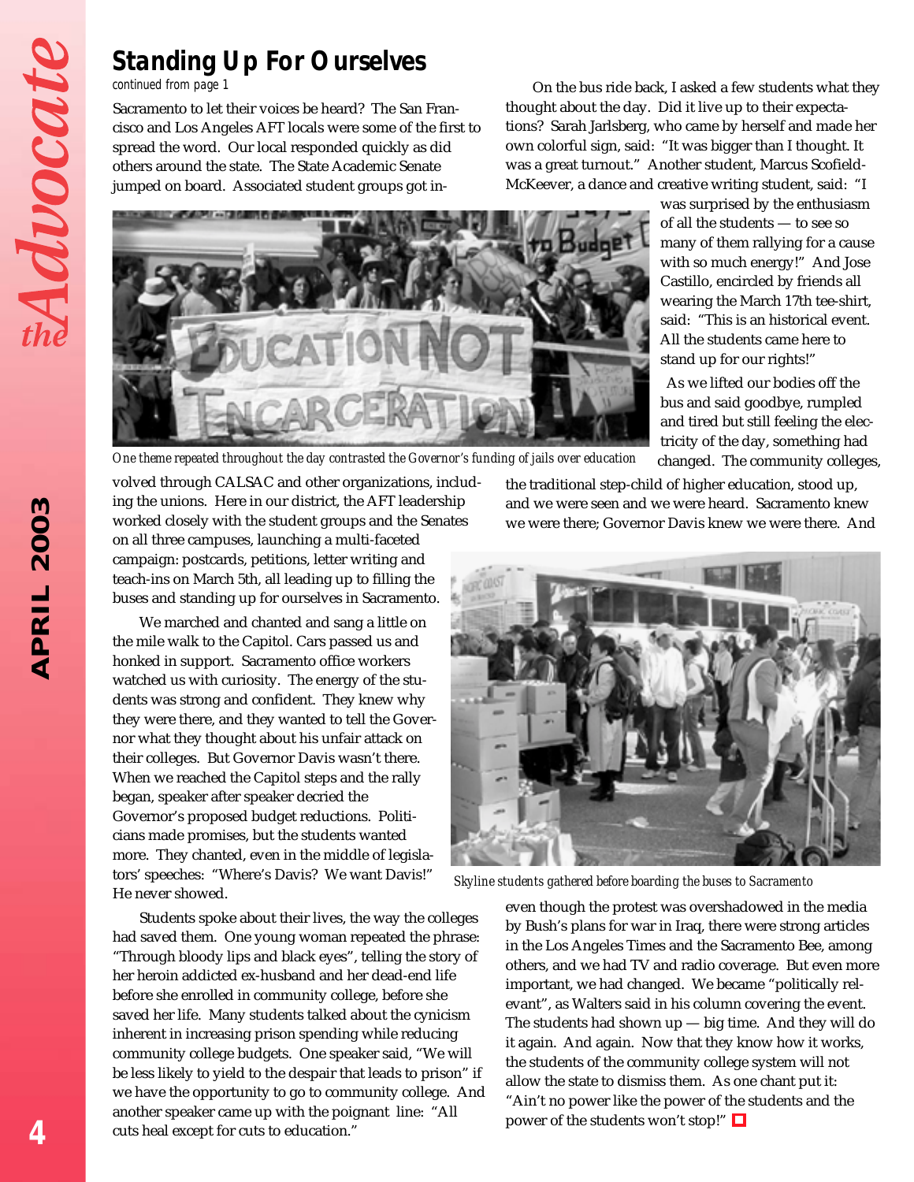## Standing Up For Ourselves

*continued from page 1*

Sacramento to let their voices be heard? The San Francisco and Los Angeles AFT locals were some of the first to spread the word. Our local responded quickly as did others around the state. The State Academic Senate jumped on board. Associated student groups got involved through CALSAC and other organizations, including the unions. Here in our district, the AFT leadership worked closely with the student groups and the Senates on all three campuses, launching a multi-faceted campaign: postcards, petitions, letter writing and teach-ins on March 5th, all leading up to filling the buses and standing up for ourselves in Sacramento.

*One theme repeated throughout the day contrasted the Governor's funding of jails over education*

We marched and chanted and sang a little on the mile walk to the Capitol. Cars passed us and honked in support. Sacramento office workers watched us with curiosity. The energy of the students was strong and confident. They knew why they were there, and they wanted to tell the Governor what they thought about his unfair attack on their colleges. But Governor Davis wasn't there. When we reached the Capitol steps and the rally began, speaker after speaker decried the Governor's proposed budget reductions. Politicians made promises, but the students wanted more. They chanted, even in the middle of legislators' speeches: "Where's Davis? We want Davis!" He never showed.

Students spoke about their lives, the way the colleges had saved them. One young woman repeated the phrase: "Through bloody lips and black eyes", telling the story of her heroin addicted ex-husband and her dead-end life before she enrolled in community college, before she saved her life. Many students talked about the cynicism inherent in increasing prison spending while reducing community college budgets. One speaker said, "We will be less likely to yield to the despair that leads to prison" if we have the opportunity to go to community college. And another speaker came up with the poignant line: "All cuts heal except for cuts to education."

On the bus ride back, I asked a few students what they thought about the day. Did it live up to their expectations? Sarah Jarlsberg, who came by herself and made her own colorful sign, said: "It was bigger than I thought. It was a great turnout." Another student, Marcus Scofield-McKeever, a dance and creative writing student, said: "I was surprised by the enthusiasm of all the students — to see so many of them rallying for a cause with so much energy!" And Jose Castillo, encircled by friends all wearing the March 17th tee-shirt, said: "This is an historical event. All the students came here to stand up for our rights!"

As we lifted our bodies off the bus and said goodbye, rumpled and tired but still feeling the electricity of the day, something had changed. The community colleges, the traditional step-child of higher education, stood up, and we were seen and we were heard. Sacramento knew we were there; Governor Davis knew we were there. And even though the protest was overshadowed in the media by Bush's plans for war in Iraq, there were strong articles in the Los Angeles Times and the Sacramento Bee, among others, and we had TV and radio coverage. But even more important, we had changed. We became "politically relevant", as Walters said in his column covering the event. The students had shown up — big time. And they will do it again. And again. Now that they know how it works, the students of the community college system will not allow the state to dismiss them. As one chant put it: "Ain't no power like the power of the students and the power of the students won't stop!"

*Skyline students gathered before boarding the buses to Sacramento*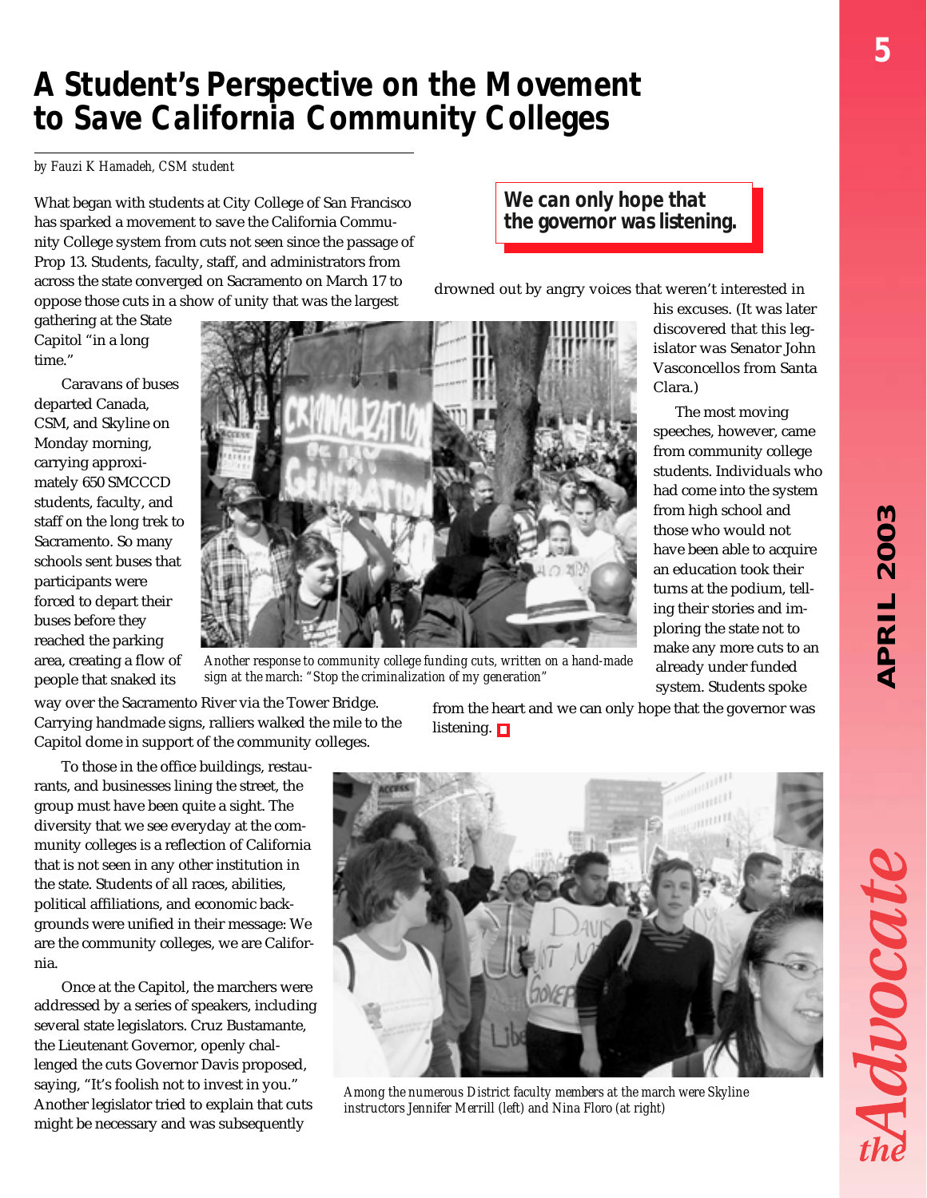# A Student's Perspective on the Movement to Save California Community Colleges

*by Fauzi K Hamadeh, CSM student*

What began with students at City College of San Francisco has sparked a movement to save the California Community College system from cuts not seen since the passage of Prop 13. Students, faculty, staff, and administrators from across the state converged on Sacramento on March 17 to oppose those cuts in a show of unity that was the largest gathering at the State Capitol "in a long time."

Caravans of buses departed Canada, CSM, and Skyline on Monday morning, carrying approximately 650 SMCCCD students, faculty, and staff on the long trek to Sacramento. So many schools sent buses that participants were forced to depart their buses before they reached the parking area, creating a flow of people that snaked its way over the Sacramento River via the Tower Bridge. Carrying handmade signs, ralliers walked the mile to the Capitol dome in support of the community colleges.

*Another response to community college funding cuts, written on a hand-made sign at the march: "Stop the criminalization of my generation"*

To those in the office buildings, restaurants, and businesses lining the street, the group must have been quite a sight. The diversity that we see everyday at the community colleges is a reflection of California that is not seen in any other institution in the state. Students of all races, abilities, political affiliations, and economic backgrounds were unified in their message: We are the community colleges, we are California.

Once at the Capitol, the marchers were addressed by a series of speakers, including several state legislators. Cruz Bustamante, the Lieutenant Governor, openly challenged the cuts Governor Davis proposed, saying, "It's foolish not to invest in you." Another legislator tried to explain that cuts might be necessary and was subsequently drowned out by angry voices that weren't interested in his excuses. (It was later discovered that this legislator was Senator John Vasconcellos from Santa Clara.)

**We can only hope that the governor was listening.**

The most moving speeches, however, came from community college students. Individuals who had come into the system from high school and those who would not have been able to acquire an education took their turns at the podium, telling their stories and imploring the state not to make any more cuts to an already under funded system. Students spoke from the heart and we can only hope that the governor was listening.

*Among the numerous District faculty members at the march were Skyline instructors Jennifer Merrill (left) and Nina Floro (at right)*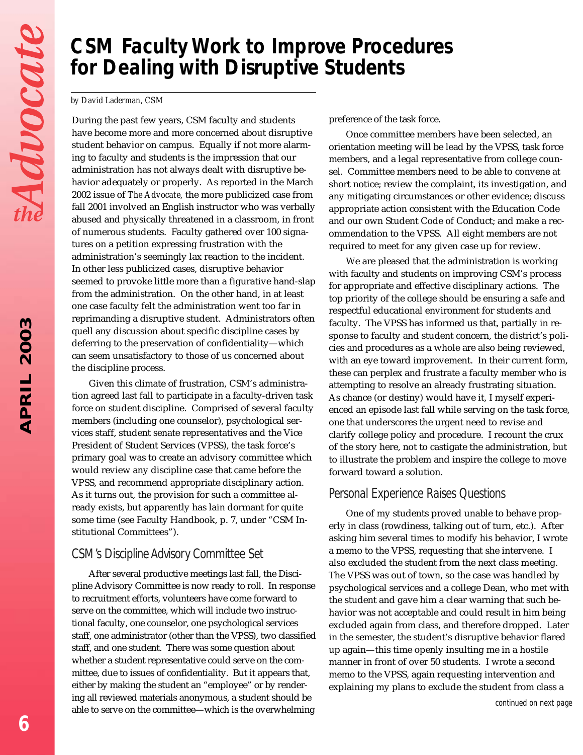# CSM Faculty Work to Improve Procedures for Dealing with Disruptive Students

*by David Laderman, CSM*

During the past few years, CSM faculty and students have become more and more concerned about disruptive student behavior on campus. Equally if not more alarming to faculty and students is the impression that our administration has not always dealt with disruptive behavior adequately or properly. As reported in the March 2002 issue of *The Advocate,* the more publicized case from fall 2001 involved an English instructor who was verbally abused and physically threatened in a classroom, in front of numerous students. Faculty gathered over 100 signatures on a petition expressing frustration with the administration's seemingly lax reaction to the incident. In other less publicized cases, disruptive behavior seemed to provoke little more than a figurative hand-slap from the administration. On the other hand, in at least one case faculty felt the administration went too far in reprimanding a disruptive student. Administrators often quell any discussion about specific discipline cases by deferring to the preservation of confidentiality—which can seem unsatisfactory to those of us concerned about the discipline process.

Given this climate of frustration, CSM's administration agreed last fall to participate in a faculty-driven task force on student discipline. Comprised of several faculty members (including one counselor), psychological services staff, student senate representatives and the Vice President of Student Services (VPSS), the task force's primary goal was to create an advisory committee which would review any discipline case that came before the VPSS, and recommend appropriate disciplinary action. As it turns out, the provision for such a committee already exists, but apparently has lain dormant for quite some time (see Faculty Handbook, p. 7, under "CSM Institutional Committees").

## CSM's Discipline Advisory Committee Set

After several productive meetings last fall, the Discipline Advisory Committee is now ready to roll. In response to recruitment efforts, volunteers have come forward to serve on the committee, which will include two instructional faculty, one counselor, one psychological services staff, one administrator (other than the VPSS), two classified staff, and one student. There was some question about whether a student representative could serve on the committee, due to issues of confidentiality. But it appears that, either by making the student an "employee" or by rendering all reviewed materials anonymous, a student should be able to serve on the committee—which is the overwhelming preference of the task force.

Once committee members have been selected, an orientation meeting will be lead by the VPSS, task force members, and a legal representative from college counsel. Committee members need to be able to convene at short notice; review the complaint, its investigation, and any mitigating circumstances or other evidence; discuss appropriate action consistent with the Education Code and our own Student Code of Conduct; and make a recommendation to the VPSS. All eight members are not required to meet for any given case up for review.

We are pleased that the administration is working with faculty and students on improving CSM's process for appropriate and effective disciplinary actions. The top priority of the college should be ensuring a safe and respectful educational environment for students and faculty. The VPSS has informed us that, partially in response to faculty and student concern, the district's policies and procedures as a whole are also being reviewed, with an eye toward improvement. In their current form, these can perplex and frustrate a faculty member who is attempting to resolve an already frustrating situation. As chance (or destiny) would have it, I myself experienced an episode last fall while serving on the task force, one that underscores the urgent need to revise and clarify college policy and procedure. I recount the crux of the story here, not to castigate the administration, but to illustrate the problem and inspire the college to move forward toward a solution.

## Personal Experience Raises Questions

One of my students proved unable to behave properly in class (rowdiness, talking out of turn, etc.). After asking him several times to modify his behavior, I wrote a memo to the VPSS, requesting that she intervene. I also excluded the student from the next class meeting. The VPSS was out of town, so the case was handled by psychological services and a college Dean, who met with the student and gave him a clear warning that such behavior was not acceptable and could result in him being excluded again from class, and therefore dropped. Later in the semester, the student's disruptive behavior flared up again—this time openly insulting me in a hostile manner in front of over 50 students. I wrote a second memo to the VPSS, again requesting intervention and explaining my plans to exclude the student from class a

*continued on next page*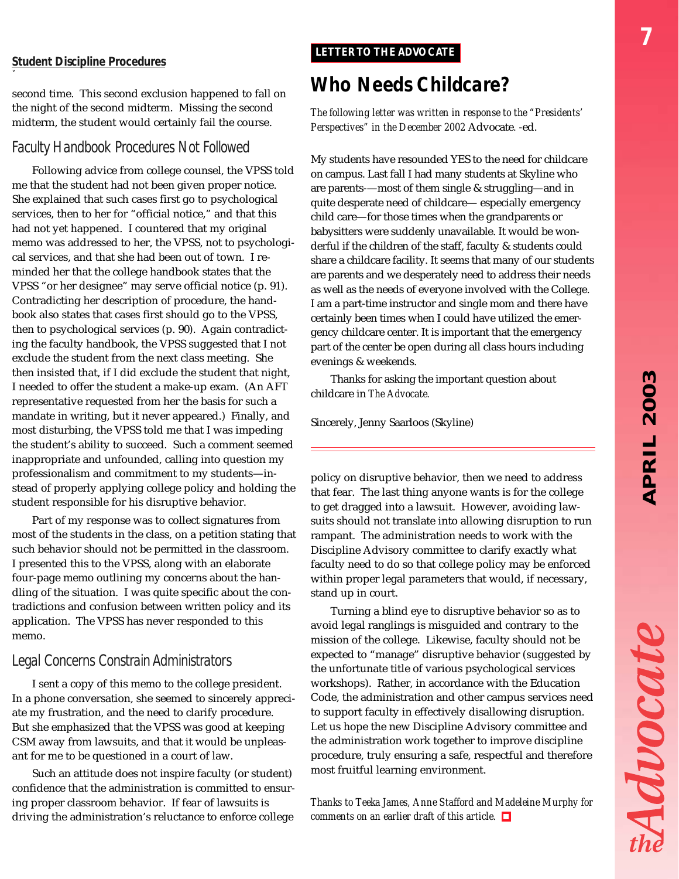**Student Discipline Procedures**

second time. This second exclusion happened to fall on the night of the second midterm. Missing the second midterm, the student would certainly fail the course.

## Faculty Handbook Procedures Not Followed

Following advice from college counsel, the VPSS told me that the student had not been given proper notice. She explained that such cases first go to psychological services, then to her for "official notice," and that this had not yet happened. I countered that my original memo was addressed to her, the VPSS, not to psychological services, and that she had been out of town. I reminded her that the college handbook states that the VPSS "or her designee" may serve official notice (p. 91). Contradicting her description of procedure, the handbook also states that cases first should go to the VPSS, then to psychological services (p. 90). Again contradicting the faculty handbook, the VPSS suggested that I not exclude the student from the next class meeting. She then insisted that, if I did exclude the student that night, I needed to offer the student a make-up exam. (An AFT representative requested from her the basis for such a mandate in writing, but it never appeared.) Finally, and most disturbing, the VPSS told me that I was impeding the student's ability to succeed. Such a comment seemed inappropriate and unfounded, calling into question my professionalism and commitment to my students—instead of properly applying college policy and holding the student responsible for his disruptive behavior.

Part of my response was to collect signatures from most of the students in the class, on a petition stating that such behavior should not be permitted in the classroom. I presented this to the VPSS, along with an elaborate four-page memo outlining my concerns about the handling of the situation. I was quite specific about the contradictions and confusion between written policy and its application. The VPSS has never responded to this memo.

## Legal Concerns Constrain Administrators

I sent a copy of this memo to the college president. In a phone conversation, she seemed to sincerely appreciate my frustration, and the need to clarify procedure. But she emphasized that the VPSS was good at keeping CSM away from lawsuits, and that it would be unpleasant for me to be questioned in a court of law.

Such an attitude does not inspire faculty (or student) confidence that the administration is committed to ensuring proper classroom behavior. If fear of lawsuits is driving the administration's reluctance to enforce college policy on disruptive behavior, then we need to address that fear. The last thing anyone wants is for the college to get dragged into a lawsuit. However, avoiding lawsuits should not translate into allowing disruption to run rampant. The administration needs to work with the Discipline Advisory committee to clarify exactly what faculty need to do so that college policy may be enforced within proper legal parameters that would, if necessary, stand up in court.

Turning a blind eye to disruptive behavior so as to avoid legal ranglings is misguided and contrary to the mission of the college. Likewise, faculty should not be expected to "manage" disruptive behavior (suggested by the unfortunate title of various psychological services workshops). Rather, in accordance with the Education Code, the administration and other campus services need to support faculty in effectively disallowing disruption. Let us hope the new Discipline Advisory committee and the administration work together to improve discipline procedure, truly ensuring a safe, respectful and therefore most fruitful learning environment.

*Thanks to Teeka James, Anne Stafford and Madeleine Murphy for comments on an earlier draft of this article.*

---

**LETTER TO THE ADVOCATE**

# Who Needs Childcare?

*The following letter was written in response to the "Presidents' Perspectives" in the December 2002* Advocate. -ed.

My students have resounded YES to the need for childcare on campus. Last fall I had many students at Skyline who are parents-—most of them single & struggling—and in quite desperate need of childcare— especially emergency child care—for those times when the grandparents or babysitters were suddenly unavailable. It would be wonderful if the children of the staff, faculty & students could share a childcare facility. It seems that many of our students are parents and we desperately need to address their needs as well as the needs of everyone involved with the College. I am a part-time instructor and single mom and there have certainly been times when I could have utilized the emergency childcare center. It is important that the emergency part of the center be open during all class hours including evenings & weekends.

Thanks for asking the important question about childcare in *The Advocate*.

Sincerely, Jenny Saarloos (Skyline)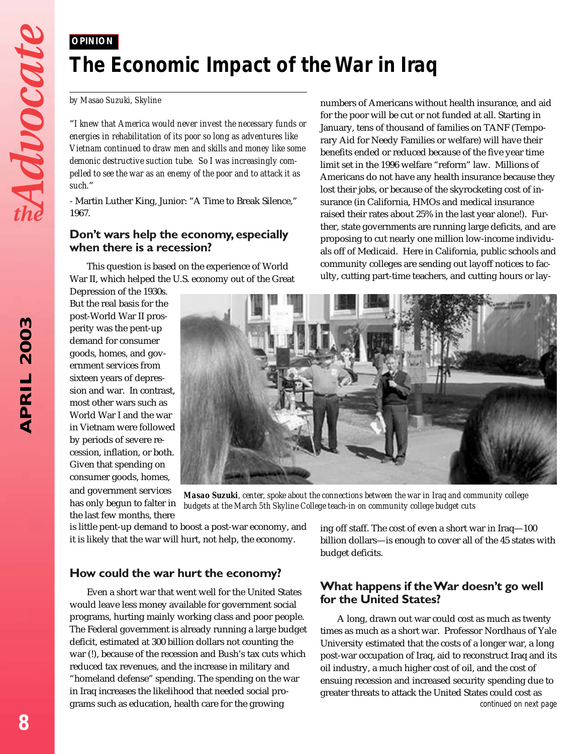OPINION

# The Economic Impact of the War in Iraq

*by Masao Suzuki, Skyline*

*"I knew that America would never invest the necessary funds or energies in rehabilitation of its poor so long as adventures like Vietnam continued to draw men and skills and money like some demonic destructive suction tube. So I was increasingly compelled to see the war as an enemy of the poor and to attack it as such."*

- Martin Luther King, Junior: "A Time to Break Silence," 1967.

## Don't wars help the economy, especially when there is a recession?

This question is based on the experience of World War II, which helped the U.S. economy out of the Great Depression of the 1930s. But the real basis for the post-World War II prosperity was the pent-up demand for consumer goods, homes, and government services from sixteen years of depression and war. In contrast, most other wars such as World War I and the war in Vietnam were followed by periods of severe recession, inflation, or both. Given that spending on consumer goods, homes, and government services has only begun to falter in the last few months, there is little pent-up demand to boost a post-war economy, and it is likely that the war will hurt, not help, the economy.

## How could the war hurt the economy?

Even a short war that went well for the United States would leave less money available for government social programs, hurting mainly working class and poor people. The Federal government is already running a large budget deficit, estimated at 300 billion dollars not counting the war (!), because of the recession and Bush's tax cuts which reduced tax revenues, and the increase in military and "homeland defense" spending. The spending on the war in Iraq increases the likelihood that needed social programs such as education, health care for the growing numbers of Americans without health insurance, and aid for the poor will be cut or not funded at all. Starting in January, tens of thousand of families on TANF (Temporary Aid for Needy Families or welfare) will have their benefits ended or reduced because of the five year time limit set in the 1996 welfare "reform" law. Millions of Americans do not have any health insurance because they lost their jobs, or because of the skyrocketing cost of insurance (in California, HMOs and medical insurance raised their rates about 25% in the last year alone!). Further, state governments are running large deficits, and are proposing to cut nearly one million low-income individuals off of Medicaid. Here in California, public schools and community colleges are sending out layoff notices to faculty, cutting part-time teachers, and cutting hours or laying off staff. The cost of even a short war in Iraq—100 billion dollars—is enough to cover all of the 45 states with budget deficits.

***Masao Suzuki**, center, spoke about the connections between the war in Iraq and community college budgets at the March 5th Skyline College teach-in on community college budget cuts*

## What happens if the War doesn't go well for the United States?

A long, drawn out war could cost as much as twenty times as much as a short war. Professor Nordhaus of Yale University estimated that the costs of a longer war, a long post-war occupation of Iraq, aid to reconstruct Iraq and its oil industry, a much higher cost of oil, and the cost of ensuing recession and increased security spending due to greater threats to attack the United States could cost as

*continued on next page*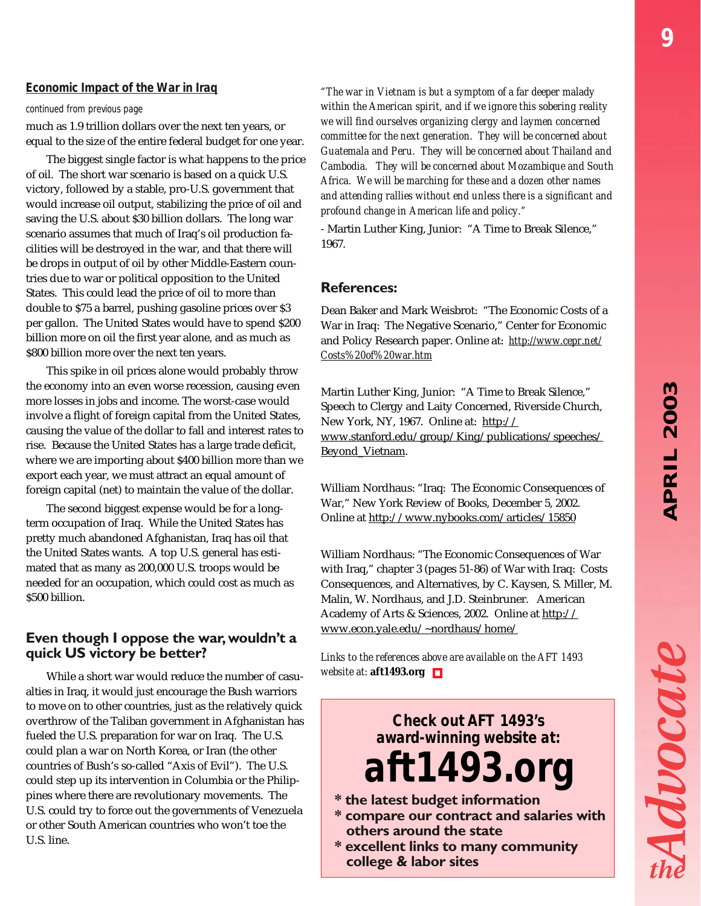## Economic Impact of the War in Iraq

*continued from previous page*

much as 1.9 trillion dollars over the next ten years, or equal to the size of the entire federal budget for one year.

The biggest single factor is what happens to the price of oil. The short war scenario is based on a quick U.S. victory, followed by a stable, pro-U.S. government that would increase oil output, stabilizing the price of oil and saving the U.S. about $30 billion dollars. The long war scenario assumes that much of Iraq's oil production facilities will be destroyed in the war, and that there will be drops in output of oil by other Middle-Eastern countries due to war or political opposition to the United States. This could lead the price of oil to more than double to $75 a barrel, pushing gasoline prices over $3 per gallon. The United States would have to spend $200 billion more on oil the first year alone, and as much as $800 billion more over the next ten years.

This spike in oil prices alone would probably throw the economy into an even worse recession, causing even more losses in jobs and income. The worst-case would involve a flight of foreign capital from the United States, causing the value of the dollar to fall and interest rates to rise. Because the United States has a large trade deficit, where we are importing about $400 billion more than we export each year, we must attract an equal amount of foreign capital (net) to maintain the value of the dollar.

The second biggest expense would be for a long-term occupation of Iraq. While the United States has pretty much abandoned Afghanistan, Iraq has oil that the United States wants. A top U.S. general has estimated that as many as 200,000 U.S. troops would be needed for an occupation, which could cost as much as $500 billion.

## Even though I oppose the war, wouldn't a quick US victory be better?

While a short war would reduce the number of casualties in Iraq, it would just encourage the Bush warriors to move on to other countries, just as the relatively quick overthrow of the Taliban government in Afghanistan has fueled the U.S. preparation for war on Iraq. The U.S. could plan a war on North Korea, or Iran (the other countries of Bush's so-called "Axis of Evil"). The U.S. could step up its intervention in Columbia or the Philippines where there are revolutionary movements. The U.S. could try to force out the governments of Venezuela or other South American countries who won't toe the U.S. line.

*"The war in Vietnam is but a symptom of a far deeper malady within the American spirit, and if we ignore this sobering reality we will find ourselves organizing clergy and laymen concerned committee for the next generation. They will be concerned about Guatemala and Peru. They will be concerned about Thailand and Cambodia. They will be concerned about Mozambique and South Africa. We will be marching for these and a dozen other names and attending rallies without end unless there is a significant and profound change in American life and policy."*

- Martin Luther King, Junior: "A Time to Break Silence," 1967.

## References:

Dean Baker and Mark Weisbrot: "The Economic Costs of a War in Iraq: The Negative Scenario," Center for Economic and Policy Research paper. Online at: http://www.cepr.net/Costs%20of%20war.htm

Martin Luther King, Junior: "A Time to Break Silence," Speech to Clergy and Laity Concerned, Riverside Church, New York, NY, 1967. Online at: http://www.stanford.edu/group/King/publications/speeches/Beyond_Vietnam.

William Nordhaus: "Iraq: The Economic Consequences of War," New York Review of Books, December 5, 2002. Online at http://www.nybooks.com/articles/15850

William Nordhaus: "The Economic Consequences of War with Iraq," chapter 3 (pages 51-86) of War with Iraq: Costs Consequences, and Alternatives, by C. Kaysen, S. Miller, M. Malin, W. Nordhaus, and J.D. Steinbruner. American Academy of Arts & Sciences, 2002. Online at http://www.econ.yale.edu/~nordhaus/home/

*Links to the references above are available on the AFT 1493 website at:* **aft1493.org**

**Check out AFT 1493's award-winning website at:**

# aft1493.org

- **the latest budget information**
- **compare our contract and salaries with others around the state**
- **excellent links to many community college & labor sites**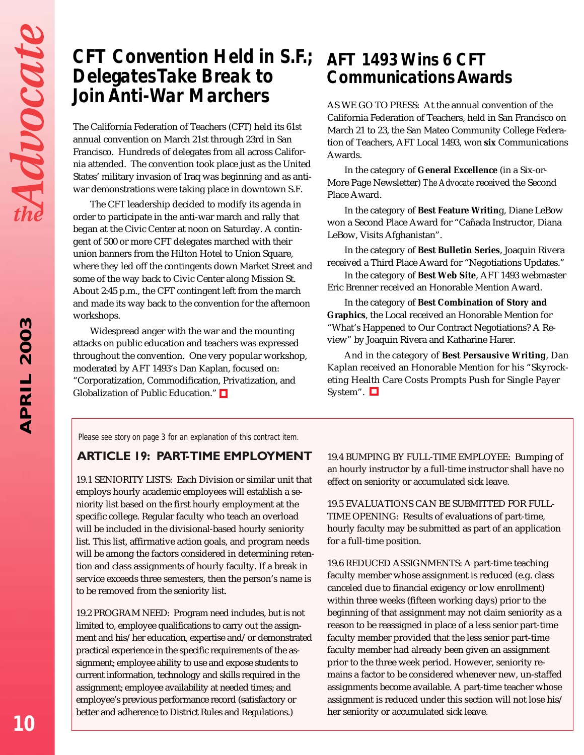## CFT Convention Held in S.F.; Delegates Take Break to Join Anti-War Marchers

The California Federation of Teachers (CFT) held its 61st annual convention on March 21st through 23rd in San Francisco. Hundreds of delegates from all across California attended. The convention took place just as the United States' military invasion of Iraq was beginning and as anti-war demonstrations were taking place in downtown S.F.

The CFT leadership decided to modify its agenda in order to participate in the anti-war march and rally that began at the Civic Center at noon on Saturday. A contingent of 500 or more CFT delegates marched with their union banners from the Hilton Hotel to Union Square, where they led off the contingents down Market Street and some of the way back to Civic Center along Mission St. About 2:45 p.m., the CFT contingent left from the march and made its way back to the convention for the afternoon workshops.

Widespread anger with the war and the mounting attacks on public education and teachers was expressed throughout the convention. One very popular workshop, moderated by AFT 1493's Dan Kaplan, focused on: "Corporatization, Commodification, Privatization, and Globalization of Public Education."

## AFT 1493 Wins 6 CFT Communications Awards

AS WE GO TO PRESS: At the annual convention of the California Federation of Teachers, held in San Francisco on March 21 to 23, the San Mateo Community College Federation of Teachers, AFT Local 1493, won **six** Communications Awards.

In the category of **General Excellence** (in a Six-or-More Page Newsletter) *The Advocate* received the Second Place Award.

In the category of **Best Feature Writin**g, Diane LeBow won a Second Place Award for "Cañada Instructor, Diana LeBow, Visits Afghanistan".

In the category of **Best Bulletin Series**, Joaquin Rivera received a Third Place Award for "Negotiations Updates."

In the category of **Best Web Site**, AFT 1493 webmaster Eric Brenner received an Honorable Mention Award.

In the category of **Best Combination of Story and Graphics**, the Local received an Honorable Mention for "What's Happened to Our Contract Negotiations? A Review" by Joaquin Rivera and Katharine Harer.

And in the category of **Best Persausive Writing**, Dan Kaplan received an Honorable Mention for his "Skyrocketing Health Care Costs Prompts Push for Single Payer System".

*Please see story on page 3 for an explanation of this contract item.*

### ARTICLE 19: PART-TIME EMPLOYMENT

19.1 SENIORITY LISTS: Each Division or similar unit that employs hourly academic employees will establish a seniority list based on the first hourly employment at the specific college. Regular faculty who teach an overload will be included in the divisional-based hourly seniority list. This list, affirmative action goals, and program needs will be among the factors considered in determining retention and class assignments of hourly faculty. If a break in service exceeds three semesters, then the person's name is to be removed from the seniority list.

19.2 PROGRAM NEED: Program need includes, but is not limited to, employee qualifications to carry out the assignment and his/her education, expertise and/or demonstrated practical experience in the specific requirements of the assignment; employee ability to use and expose students to current information, technology and skills required in the assignment; employee availability at needed times; and employee's previous performance record (satisfactory or better and adherence to District Rules and Regulations.)

19.4 BUMPING BY FULL-TIME EMPLOYEE: Bumping of an hourly instructor by a full-time instructor shall have no effect on seniority or accumulated sick leave.

19.5 EVALUATIONS CAN BE SUBMITTED FOR FULL-TIME OPENING: Results of evaluations of part-time, hourly faculty may be submitted as part of an application for a full-time position.

19.6 REDUCED ASSIGNMENTS: A part-time teaching faculty member whose assignment is reduced (e.g. class canceled due to financial exigency or low enrollment) within three weeks (fifteen working days) prior to the beginning of that assignment may not claim seniority as a reason to be reassigned in place of a less senior part-time faculty member provided that the less senior part-time faculty member had already been given an assignment prior to the three week period. However, seniority remains a factor to be considered whenever new, un-staffed assignments become available. A part-time teacher whose assignment is reduced under this section will not lose his/her seniority or accumulated sick leave.